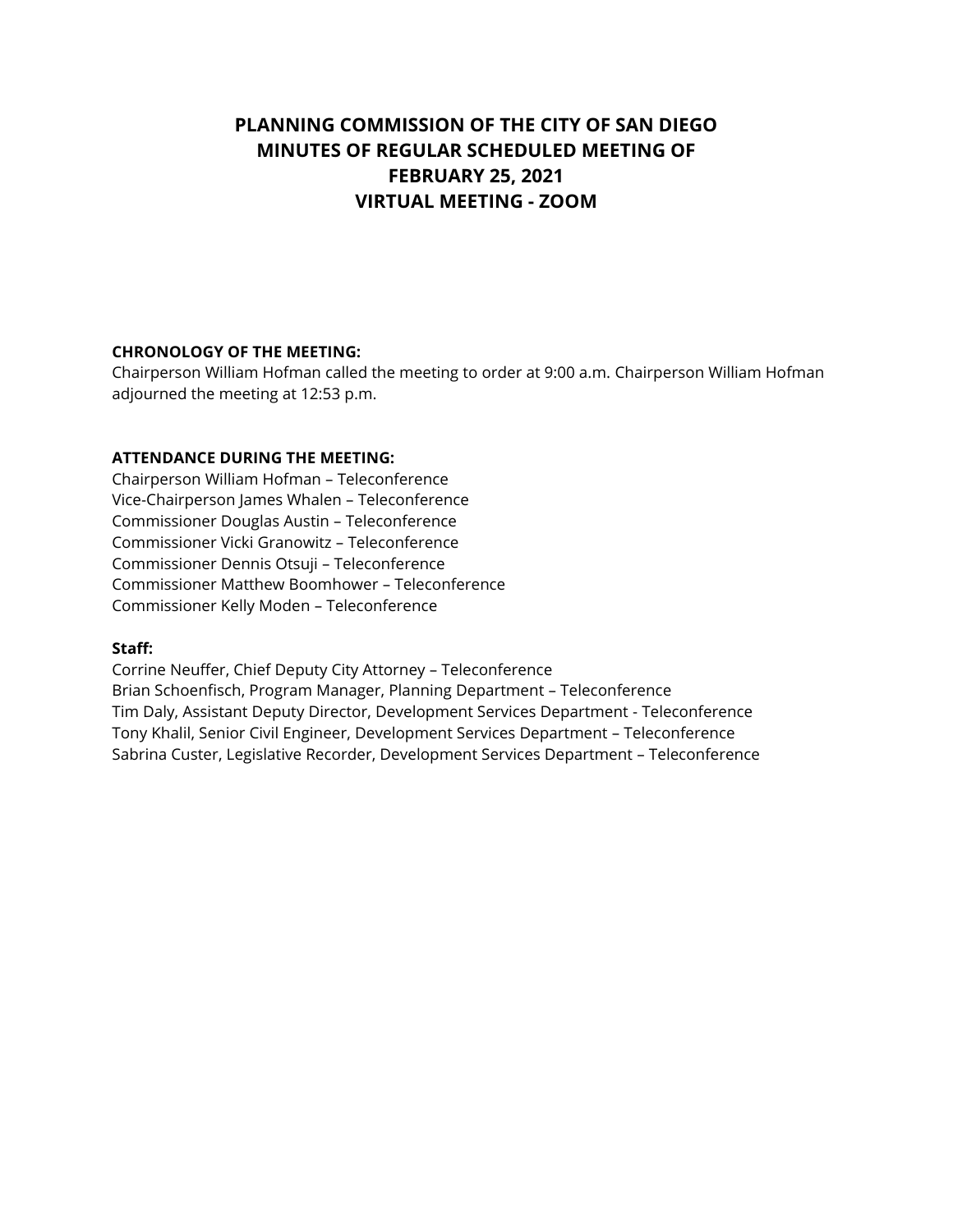# PLANNING COMMISSION OF THE CITY OF SAN DIEGO
# MINUTES OF REGULAR SCHEDULED MEETING OF
# FEBRUARY 25, 2021
# VIRTUAL MEETING - ZOOM

**CHRONOLOGY OF THE MEETING:**
Chairperson William Hofman called the meeting to order at 9:00 a.m. Chairperson William Hofman adjourned the meeting at 12:53 p.m.

**ATTENDANCE DURING THE MEETING:**
Chairperson William Hofman – Teleconference
Vice-Chairperson James Whalen – Teleconference
Commissioner Douglas Austin – Teleconference
Commissioner Vicki Granowitz – Teleconference
Commissioner Dennis Otsuji – Teleconference
Commissioner Matthew Boomhower – Teleconference
Commissioner Kelly Moden – Teleconference

**Staff:**
Corrine Neuffer, Chief Deputy City Attorney – Teleconference
Brian Schoenfisch, Program Manager, Planning Department – Teleconference
Tim Daly, Assistant Deputy Director, Development Services Department - Teleconference
Tony Khalil, Senior Civil Engineer, Development Services Department – Teleconference
Sabrina Custer, Legislative Recorder, Development Services Department – Teleconference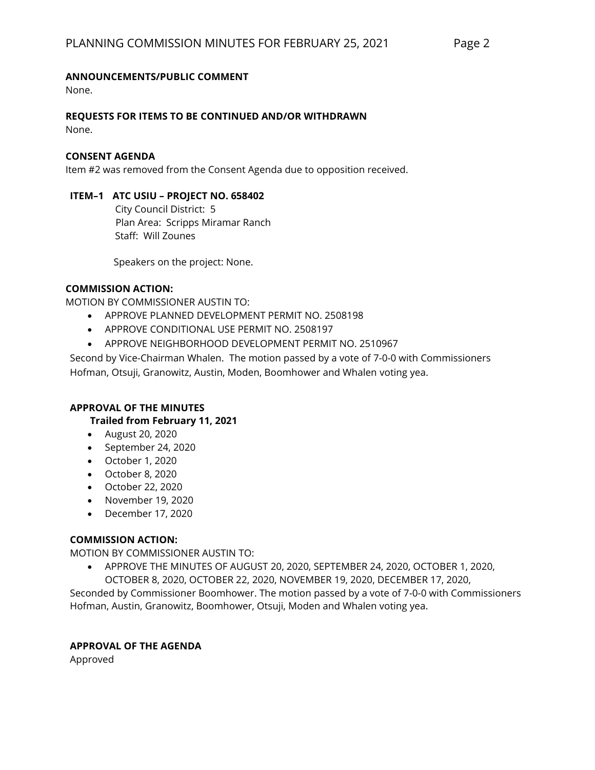**ANNOUNCEMENTS/PUBLIC COMMENT**

None.

**REQUESTS FOR ITEMS TO BE CONTINUED AND/OR WITHDRAWN**

None.

**CONSENT AGENDA**

Item #2 was removed from the Consent Agenda due to opposition received.

**ITEM–1 ATC USIU – PROJECT NO. 658402**

City Council District: 5
Plan Area: Scripps Miramar Ranch
Staff: Will Zounes

Speakers on the project: None.

**COMMISSION ACTION:**

MOTION BY COMMISSIONER AUSTIN TO:

- APPROVE PLANNED DEVELOPMENT PERMIT NO. 2508198
- APPROVE CONDITIONAL USE PERMIT NO. 2508197
- APPROVE NEIGHBORHOOD DEVELOPMENT PERMIT NO. 2510967

Second by Vice-Chairman Whalen. The motion passed by a vote of 7-0-0 with Commissioners Hofman, Otsuji, Granowitz, Austin, Moden, Boomhower and Whalen voting yea.

**APPROVAL OF THE MINUTES**

**Trailed from February 11, 2021**

- August 20, 2020
- September 24, 2020
- October 1, 2020
- October 8, 2020
- October 22, 2020
- November 19, 2020
- December 17, 2020

**COMMISSION ACTION:**

MOTION BY COMMISSIONER AUSTIN TO:

- APPROVE THE MINUTES OF AUGUST 20, 2020, SEPTEMBER 24, 2020, OCTOBER 1, 2020, OCTOBER 8, 2020, OCTOBER 22, 2020, NOVEMBER 19, 2020, DECEMBER 17, 2020,

Seconded by Commissioner Boomhower. The motion passed by a vote of 7-0-0 with Commissioners Hofman, Austin, Granowitz, Boomhower, Otsuji, Moden and Whalen voting yea.

**APPROVAL OF THE AGENDA**

Approved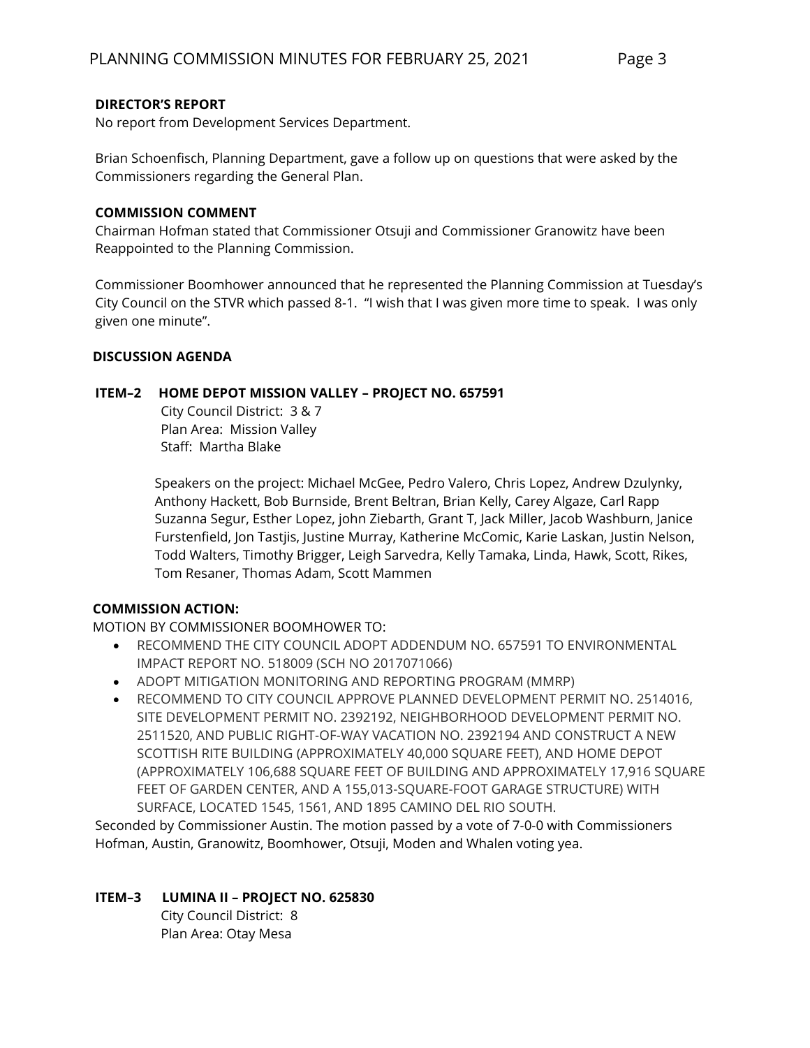**DIRECTOR'S REPORT**

No report from Development Services Department.

Brian Schoenfisch, Planning Department, gave a follow up on questions that were asked by the Commissioners regarding the General Plan.

**COMMISSION COMMENT**

Chairman Hofman stated that Commissioner Otsuji and Commissioner Granowitz have been Reappointed to the Planning Commission.

Commissioner Boomhower announced that he represented the Planning Commission at Tuesday's City Council on the STVR which passed 8-1. "I wish that I was given more time to speak. I was only given one minute".

**DISCUSSION AGENDA**

**ITEM–2 HOME DEPOT MISSION VALLEY – PROJECT NO. 657591**

City Council District: 3 & 7
Plan Area: Mission Valley
Staff: Martha Blake

Speakers on the project: Michael McGee, Pedro Valero, Chris Lopez, Andrew Dzulynky, Anthony Hackett, Bob Burnside, Brent Beltran, Brian Kelly, Carey Algaze, Carl Rapp Suzanna Segur, Esther Lopez, john Ziebarth, Grant T, Jack Miller, Jacob Washburn, Janice Furstenfield, Jon Tastjis, Justine Murray, Katherine McComic, Karie Laskan, Justin Nelson, Todd Walters, Timothy Brigger, Leigh Sarvedra, Kelly Tamaka, Linda, Hawk, Scott, Rikes, Tom Resaner, Thomas Adam, Scott Mammen

**COMMISSION ACTION:**

MOTION BY COMMISSIONER BOOMHOWER TO:

- RECOMMEND THE CITY COUNCIL ADOPT ADDENDUM NO. 657591 TO ENVIRONMENTAL IMPACT REPORT NO. 518009 (SCH NO 2017071066)
- ADOPT MITIGATION MONITORING AND REPORTING PROGRAM (MMRP)
- RECOMMEND TO CITY COUNCIL APPROVE PLANNED DEVELOPMENT PERMIT NO. 2514016, SITE DEVELOPMENT PERMIT NO. 2392192, NEIGHBORHOOD DEVELOPMENT PERMIT NO. 2511520, AND PUBLIC RIGHT-OF-WAY VACATION NO. 2392194 AND CONSTRUCT A NEW SCOTTISH RITE BUILDING (APPROXIMATELY 40,000 SQUARE FEET), AND HOME DEPOT (APPROXIMATELY 106,688 SQUARE FEET OF BUILDING AND APPROXIMATELY 17,916 SQUARE FEET OF GARDEN CENTER, AND A 155,013-SQUARE-FOOT GARAGE STRUCTURE) WITH SURFACE, LOCATED 1545, 1561, AND 1895 CAMINO DEL RIO SOUTH.

Seconded by Commissioner Austin. The motion passed by a vote of 7-0-0 with Commissioners Hofman, Austin, Granowitz, Boomhower, Otsuji, Moden and Whalen voting yea.

**ITEM–3 LUMINA II – PROJECT NO. 625830**

City Council District: 8
Plan Area: Otay Mesa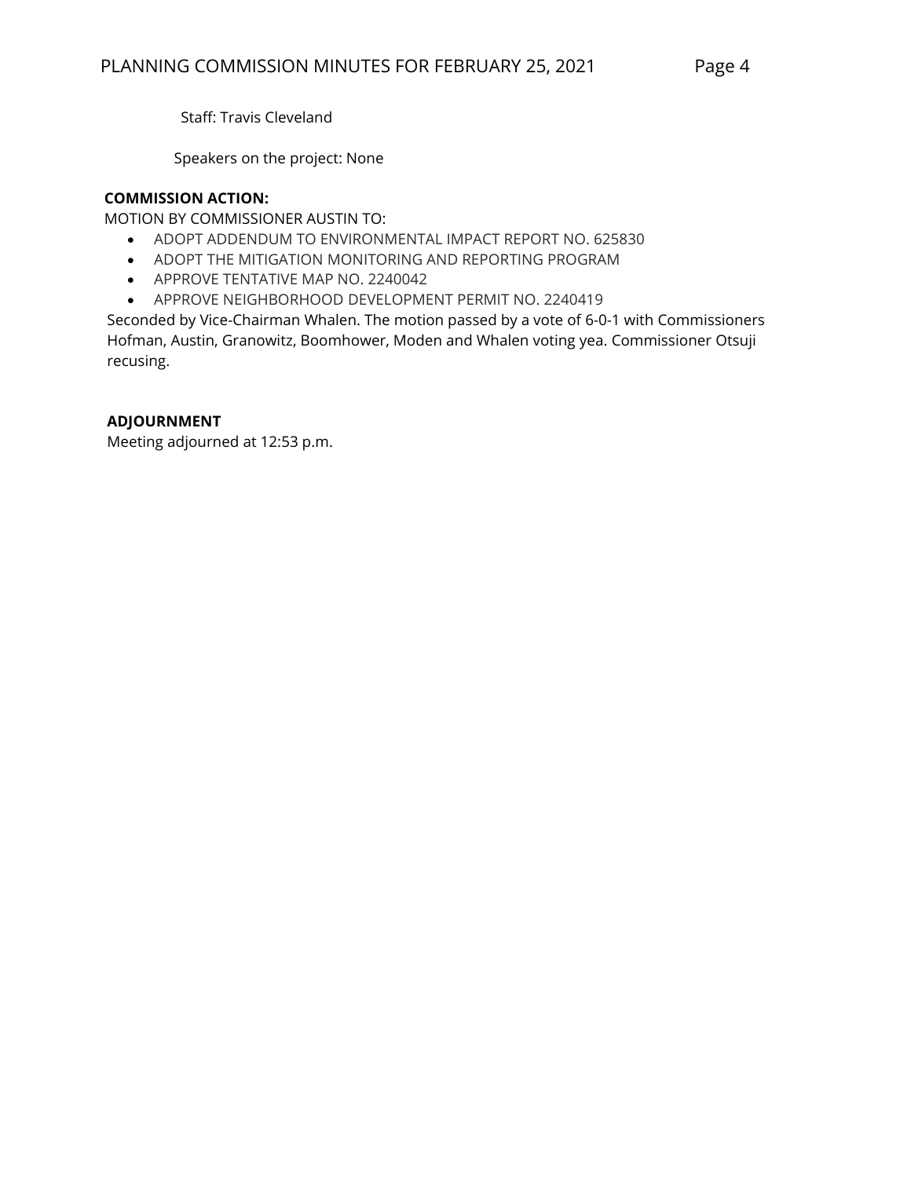Staff: Travis Cleveland

Speakers on the project: None

**COMMISSION ACTION:**

MOTION BY COMMISSIONER AUSTIN TO:

- ADOPT ADDENDUM TO ENVIRONMENTAL IMPACT REPORT NO. 625830
- ADOPT THE MITIGATION MONITORING AND REPORTING PROGRAM
- APPROVE TENTATIVE MAP NO. 2240042
- APPROVE NEIGHBORHOOD DEVELOPMENT PERMIT NO. 2240419

Seconded by Vice-Chairman Whalen. The motion passed by a vote of 6-0-1 with Commissioners Hofman, Austin, Granowitz, Boomhower, Moden and Whalen voting yea. Commissioner Otsuji recusing.

**ADJOURNMENT**

Meeting adjourned at 12:53 p.m.